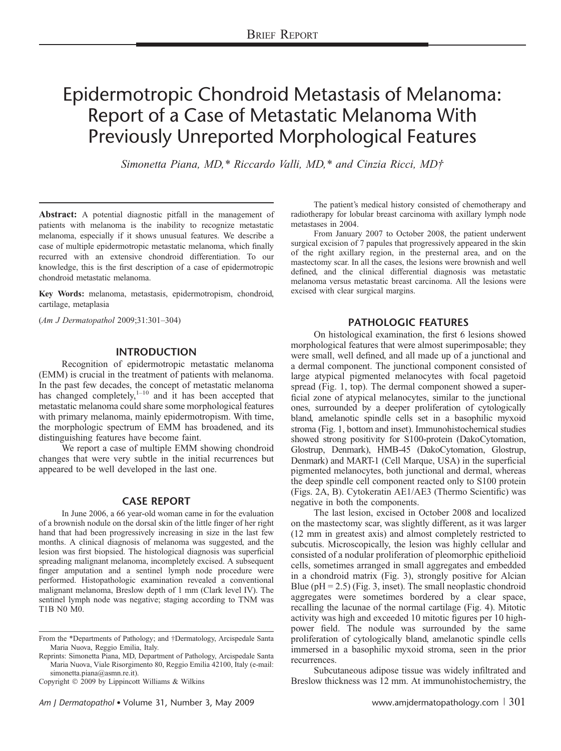# Epidermotropic Chondroid Metastasis of Melanoma: Report of a Case of Metastatic Melanoma With Previously Unreported Morphological Features

*Simonetta Piana, MD,\* Riccardo Valli, MD,\* and Cinzia Ricci, MD†*

**Abstract:** A potential diagnostic pitfall in the management of patients with melanoma is the inability to recognize metastatic melanoma, especially if it shows unusual features. We describe a case of multiple epidermotropic metastatic melanoma, which finally recurred with an extensive chondroid differentiation. To our knowledge, this is the first description of a case of epidermotropic chondroid metastatic melanoma.

**Key Words:** melanoma, metastasis, epidermotropism, chondroid, cartilage, metaplasia

(*Am J Dermatopathol* 2009;31:301–304)

## INTRODUCTION

Recognition of epidermotropic metastatic melanoma (EMM) is crucial in the treatment of patients with melanoma. In the past few decades, the concept of metastatic melanoma has changed completely,[1–10] and it has been accepted that metastatic melanoma could share some morphological features with primary melanoma, mainly epidermotropism. With time, the morphologic spectrum of EMM has broadened, and its distinguishing features have become faint.

We report a case of multiple EMM showing chondroid changes that were very subtle in the initial recurrences but appeared to be well developed in the last one.

## CASE REPORT

In June 2006, a 66 year-old woman came in for the evaluation of a brownish nodule on the dorsal skin of the little finger of her right hand that had been progressively increasing in size in the last few months. A clinical diagnosis of melanoma was suggested, and the lesion was first biopsied. The histological diagnosis was superficial spreading malignant melanoma, incompletely excised. A subsequent finger amputation and a sentinel lymph node procedure were performed. Histopathologic examination revealed a conventional malignant melanoma, Breslow depth of 1 mm (Clark level IV). The sentinel lymph node was negative; staging according to TNM was T1B N0 M0.

From the \*Departments of Pathology; and †Dermatology, Arcispedale Santa Maria Nuova, Reggio Emilia, Italy.

Reprints: Simonetta Piana, MD, Department of Pathology, Arcispedale Santa Maria Nuova, Viale Risorgimento 80, Reggio Emilia 42100, Italy (e-mail: simonetta.piana@asmn.re.it).

Copyright © 2009 by Lippincott Williams & Wilkins

The patient's medical history consisted of chemotherapy and radiotherapy for lobular breast carcinoma with axillary lymph node metastases in 2004.

From January 2007 to October 2008, the patient underwent surgical excision of 7 papules that progressively appeared in the skin of the right axillary region, in the presternal area, and on the mastectomy scar. In all the cases, the lesions were brownish and well defined, and the clinical differential diagnosis was metastatic melanoma versus metastatic breast carcinoma. All the lesions were excised with clear surgical margins.

## PATHOLOGIC FEATURES

On histological examination, the first 6 lesions showed morphological features that were almost superimposable; they were small, well defined, and all made up of a junctional and a dermal component. The junctional component consisted of large atypical pigmented melanocytes with focal pagetoid spread (Fig. 1, top). The dermal component showed a superficial zone of atypical melanocytes, similar to the junctional ones, surrounded by a deeper proliferation of cytologically bland, amelanotic spindle cells set in a basophilic myxoid stroma (Fig. 1, bottom and inset). Immunohistochemical studies showed strong positivity for S100-protein (DakoCytomation, Glostrup, Denmark), HMB-45 (DakoCytomation, Glostrup, Denmark) and MART-1 (Cell Marque, USA) in the superficial pigmented melanocytes, both junctional and dermal, whereas the deep spindle cell component reacted only to S100 protein (Figs. 2A, B). Cytokeratin AE1/AE3 (Thermo Scientific) was negative in both the components.

The last lesion, excised in October 2008 and localized on the mastectomy scar, was slightly different, as it was larger (12 mm in greatest axis) and almost completely restricted to subcutis. Microscopically, the lesion was highly cellular and consisted of a nodular proliferation of pleomorphic epithelioid cells, sometimes arranged in small aggregates and embedded in a chondroid matrix (Fig. 3), strongly positive for Alcian Blue (pH = 2.5) (Fig. 3, inset). The small neoplastic chondroid aggregates were sometimes bordered by a clear space, recalling the lacunae of the normal cartilage (Fig. 4). Mitotic activity was high and exceeded 10 mitotic figures per 10 high-power field. The nodule was surrounded by the same proliferation of cytologically bland, amelanotic spindle cells immersed in a basophilic myxoid stroma, seen in the prior recurrences.

Subcutaneous adipose tissue was widely infiltrated and Breslow thickness was 12 mm. At immunohistochemistry, the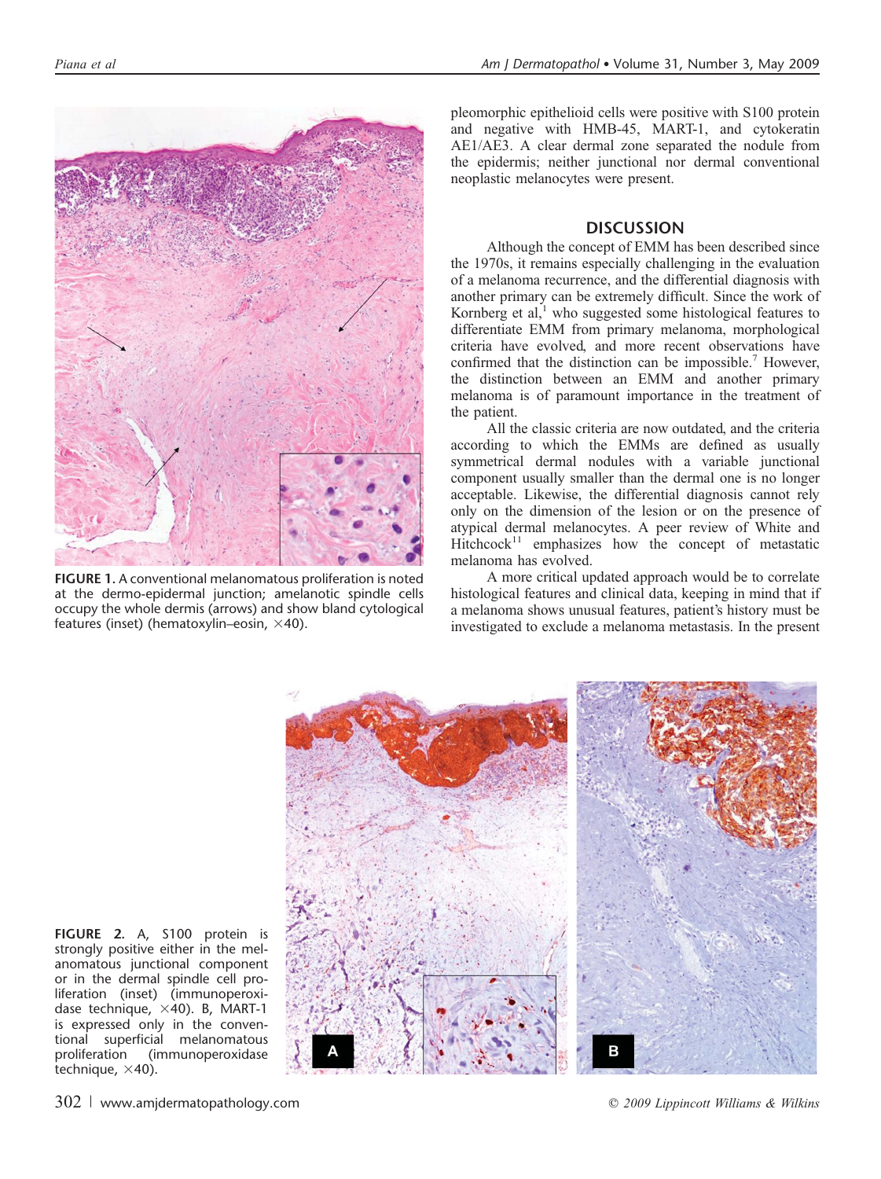FIGURE 1. A conventional melanomatous proliferation is noted at the dermo-epidermal junction; amelanotic spindle cells occupy the whole dermis (arrows) and show bland cytological features (inset) (hematoxylin–eosin, ×40).

pleomorphic epithelioid cells were positive with S100 protein and negative with HMB-45, MART-1, and cytokeratin AE1/AE3. A clear dermal zone separated the nodule from the epidermis; neither junctional nor dermal conventional neoplastic melanocytes were present.

## DISCUSSION

Although the concept of EMM has been described since the 1970s, it remains especially challenging in the evaluation of a melanoma recurrence, and the differential diagnosis with another primary can be extremely difficult. Since the work of Kornberg et al,[1] who suggested some histological features to differentiate EMM from primary melanoma, morphological criteria have evolved, and more recent observations have confirmed that the distinction can be impossible.[7] However, the distinction between an EMM and another primary melanoma is of paramount importance in the treatment of the patient.

All the classic criteria are now outdated, and the criteria according to which the EMMs are defined as usually symmetrical dermal nodules with a variable junctional component usually smaller than the dermal one is no longer acceptable. Likewise, the differential diagnosis cannot rely only on the dimension of the lesion or on the presence of atypical dermal melanocytes. A peer review of White and Hitchcock[11] emphasizes how the concept of metastatic melanoma has evolved.

A more critical updated approach would be to correlate histological features and clinical data, keeping in mind that if a melanoma shows unusual features, patient's history must be investigated to exclude a melanoma metastasis. In the present

FIGURE 2. A, S100 protein is strongly positive either in the melanomatous junctional component or in the dermal spindle cell proliferation (inset) (immunoperoxidase technique, ×40). B, MART-1 is expressed only in the conventional superficial melanomatous proliferation (immunoperoxidase technique, ×40).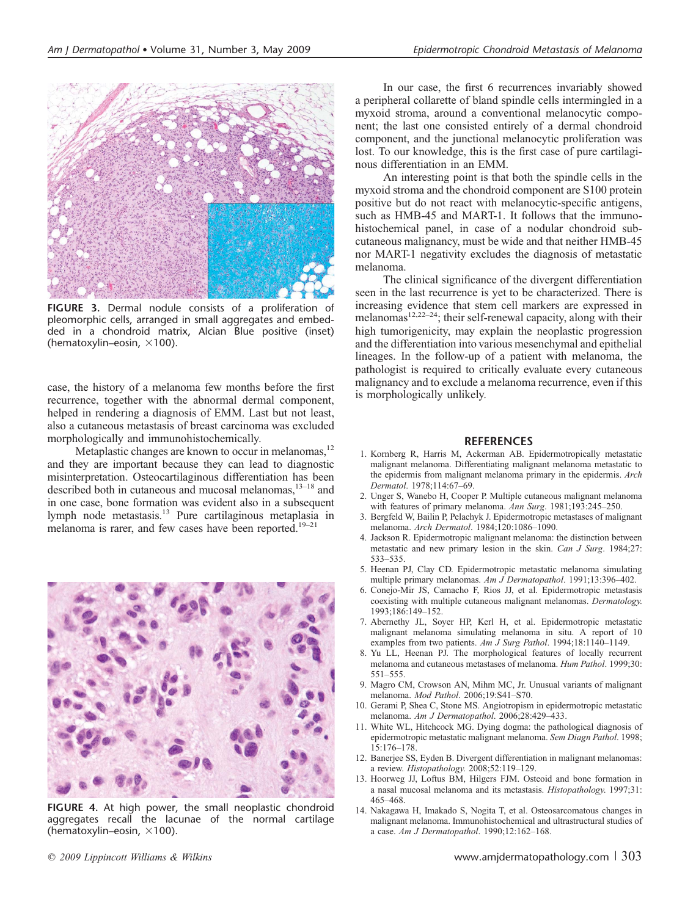FIGURE 3. Dermal nodule consists of a proliferation of pleomorphic cells, arranged in small aggregates and embedded in a chondroid matrix, Alcian Blue positive (inset) (hematoxylin–eosin, ×100).

case, the history of a melanoma few months before the first recurrence, together with the abnormal dermal component, helped in rendering a diagnosis of EMM. Last but not least, also a cutaneous metastasis of breast carcinoma was excluded morphologically and immunohistochemically.

Metaplastic changes are known to occur in melanomas,[12] and they are important because they can lead to diagnostic misinterpretation. Osteocartilaginous differentiation has been described both in cutaneous and mucosal melanomas,[13–18] and in one case, bone formation was evident also in a subsequent lymph node metastasis.[13] Pure cartilaginous metaplasia in melanoma is rarer, and few cases have been reported.[19–21]

FIGURE 4. At high power, the small neoplastic chondroid aggregates recall the lacunae of the normal cartilage (hematoxylin–eosin, ×100).

In our case, the first 6 recurrences invariably showed a peripheral collarette of bland spindle cells intermingled in a myxoid stroma, around a conventional melanocytic component; the last one consisted entirely of a dermal chondroid component, and the junctional melanocytic proliferation was lost. To our knowledge, this is the first case of pure cartilaginous differentiation in an EMM.

An interesting point is that both the spindle cells in the myxoid stroma and the chondroid component are S100 protein positive but do not react with melanocytic-specific antigens, such as HMB-45 and MART-1. It follows that the immunohistochemical panel, in case of a nodular chondroid subcutaneous malignancy, must be wide and that neither HMB-45 nor MART-1 negativity excludes the diagnosis of metastatic melanoma.

The clinical significance of the divergent differentiation seen in the last recurrence is yet to be characterized. There is increasing evidence that stem cell markers are expressed in melanomas[12,22–24]; their self-renewal capacity, along with their high tumorigenicity, may explain the neoplastic progression and the differentiation into various mesenchymal and epithelial lineages. In the follow-up of a patient with melanoma, the pathologist is required to critically evaluate every cutaneous malignancy and to exclude a melanoma recurrence, even if this is morphologically unlikely.

## REFERENCES

1. Kornberg R, Harris M, Ackerman AB. Epidermotropically metastatic malignant melanoma. Differentiating malignant melanoma metastatic to the epidermis from malignant melanoma primary in the epidermis. *Arch Dermatol*. 1978;114:67–69.
2. Unger S, Wanebo H, Cooper P. Multiple cutaneous malignant melanoma with features of primary melanoma. *Ann Surg*. 1981;193:245–250.
3. Bergfeld W, Bailin P, Pelachyk J. Epidermotropic metastases of malignant melanoma. *Arch Dermatol*. 1984;120:1086–1090.
4. Jackson R. Epidermotropic malignant melanoma: the distinction between metastatic and new primary lesion in the skin. *Can J Surg*. 1984;27: 533–535.
5. Heenan PJ, Clay CD. Epidermotropic metastatic melanoma simulating multiple primary melanomas. *Am J Dermatopathol*. 1991;13:396–402.
6. Conejo-Mir JS, Camacho F, Rios JJ, et al. Epidermotropic metastasis coexisting with multiple cutaneous malignant melanomas. *Dermatology.* 1993;186:149–152.
7. Abernethy JL, Soyer HP, Kerl H, et al. Epidermotropic metastatic malignant melanoma simulating melanoma in situ. A report of 10 examples from two patients. *Am J Surg Pathol*. 1994;18:1140–1149.
8. Yu LL, Heenan PJ. The morphological features of locally recurrent melanoma and cutaneous metastases of melanoma. *Hum Pathol*. 1999;30: 551–555.
9. Magro CM, Crowson AN, Mihm MC, Jr. Unusual variants of malignant melanoma. *Mod Pathol*. 2006;19:S41–S70.
10. Gerami P, Shea C, Stone MS. Angiotropism in epidermotropic metastatic melanoma. *Am J Dermatopathol*. 2006;28:429–433.
11. White WL, Hitchcock MG. Dying dogma: the pathological diagnosis of epidermotropic metastatic malignant melanoma. *Sem Diagn Pathol*. 1998; 15:176–178.
12. Banerjee SS, Eyden B. Divergent differentiation in malignant melanomas: a review. *Histopathology.* 2008;52:119–129.
13. Hoorweg JJ, Loftus BM, Hilgers FJM. Osteoid and bone formation in a nasal mucosal melanoma and its metastasis. *Histopathology.* 1997;31: 465–468.
14. Nakagawa H, Imakado S, Nogita T, et al. Osteosarcomatous changes in malignant melanoma. Immunohistochemical and ultrastructural studies of a case. *Am J Dermatopathol*. 1990;12:162–168.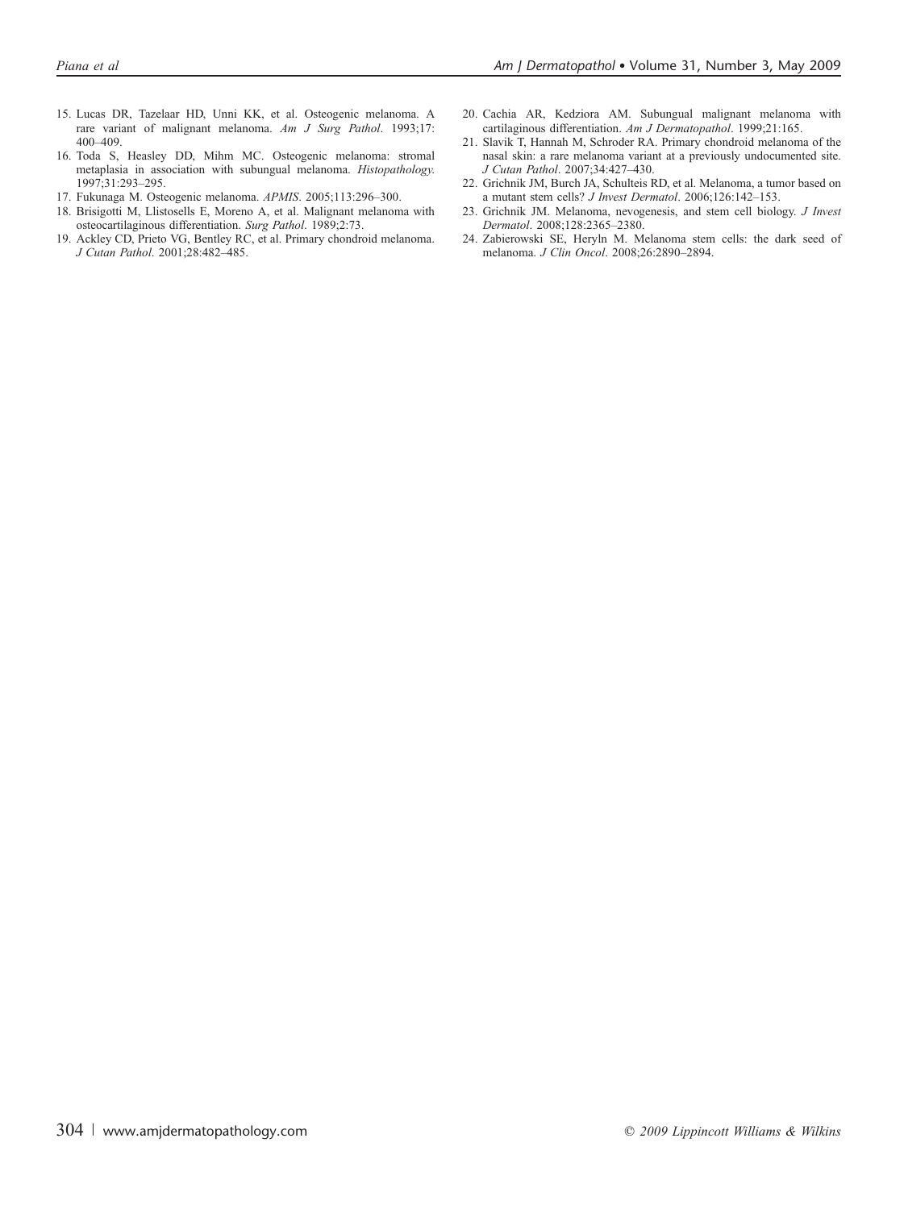15. Lucas DR, Tazelaar HD, Unni KK, et al. Osteogenic melanoma. A rare variant of malignant melanoma. *Am J Surg Pathol*. 1993;17: 400–409.
16. Toda S, Heasley DD, Mihm MC. Osteogenic melanoma: stromal metaplasia in association with subungual melanoma. *Histopathology.* 1997;31:293–295.
17. Fukunaga M. Osteogenic melanoma. *APMIS*. 2005;113:296–300.
18. Brisigotti M, Llistosells E, Moreno A, et al. Malignant melanoma with osteocartilaginous differentiation. *Surg Pathol*. 1989;2:73.
19. Ackley CD, Prieto VG, Bentley RC, et al. Primary chondroid melanoma. *J Cutan Pathol*. 2001;28:482–485.
20. Cachia AR, Kedziora AM. Subungual malignant melanoma with cartilaginous differentiation. *Am J Dermatopathol*. 1999;21:165.
21. Slavik T, Hannah M, Schroder RA. Primary chondroid melanoma of the nasal skin: a rare melanoma variant at a previously undocumented site. *J Cutan Pathol*. 2007;34:427–430.
22. Grichnik JM, Burch JA, Schulteis RD, et al. Melanoma, a tumor based on a mutant stem cells? *J Invest Dermatol*. 2006;126:142–153.
23. Grichnik JM. Melanoma, nevogenesis, and stem cell biology. *J Invest Dermatol*. 2008;128:2365–2380.
24. Zabierowski SE, Heryln M. Melanoma stem cells: the dark seed of melanoma. *J Clin Oncol*. 2008;26:2890–2894.